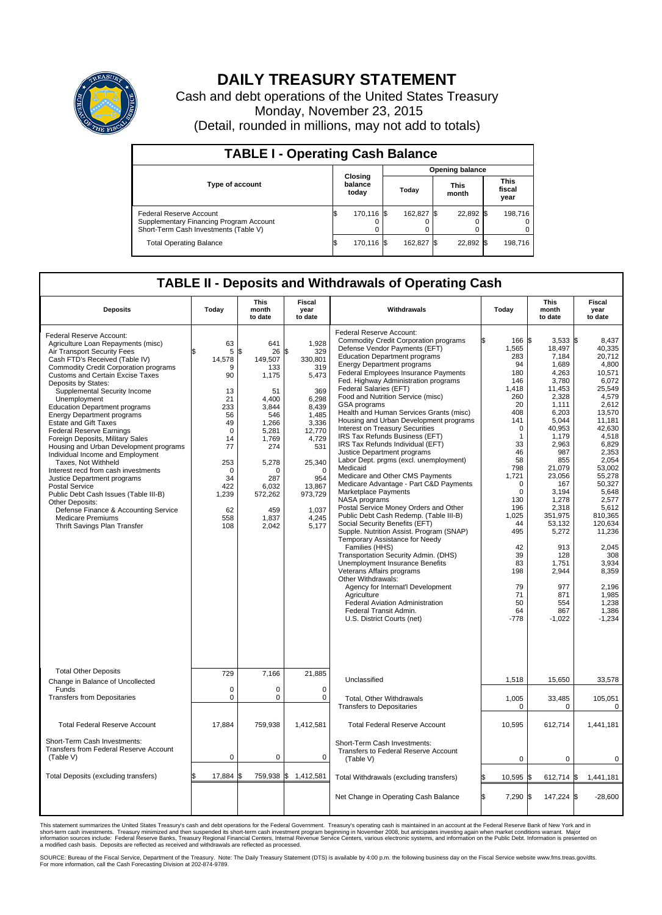# DAILY TREASURY STATEMENT

Cash and debt operations of the United States Treasury
Monday, November 23, 2015
(Detail, rounded in millions, may not add to totals)

## TABLE I - Operating Cash Balance

| Type of account | Closing balance today | Opening balance Today | Opening balance This month | Opening balance This fiscal year |
|---|---|---|---|---|
| Federal Reserve Account | $ 170,116 | $ 162,827 | $ 22,892 | $ 198,716 |
| Supplementary Financing Program Account | 0 | 0 | 0 | 0 |
| Short-Term Cash Investments (Table V) | 0 | 0 | 0 | 0 |
| Total Operating Balance | $ 170,116 | $ 162,827 | $ 22,892 | $ 198,716 |

## TABLE II - Deposits and Withdrawals of Operating Cash

| Deposits | Today | This month to date | Fiscal year to date | Withdrawals | Today | This month to date | Fiscal year to date |
|---|---|---|---|---|---|---|---|
| Federal Reserve Account: | | | | Federal Reserve Account: | | | |
| Agriculture Loan Repayments (misc) | 63 | 641 | 1,928 | Commodity Credit Corporation programs | $ 166 | $ 3,533 | $ 8,437 |
| Air Transport Security Fees | $ 5 | $ 26 | $ 329 | Defense Vendor Payments (EFT) | 1,565 | 18,497 | 40,335 |
| Cash FTD's Received (Table IV) | 14,578 | 149,507 | 330,801 | Education Department programs | 283 | 7,184 | 20,712 |
| Commodity Credit Corporation programs | 9 | 133 | 319 | Energy Department programs | 94 | 1,689 | 4,800 |
| Customs and Certain Excise Taxes | 90 | 1,175 | 5,473 | Federal Employees Insurance Payments | 180 | 4,263 | 10,571 |
| Deposits by States: | | | | Fed. Highway Administration programs | 146 | 3,780 | 6,072 |
| Supplemental Security Income | 13 | 51 | 369 | Federal Salaries (EFT) | 1,418 | 11,453 | 25,549 |
| Unemployment | 21 | 4,400 | 6,298 | Food and Nutrition Service (misc) | 260 | 2,328 | 4,579 |
| Education Department programs | 233 | 3,844 | 8,439 | GSA programs | 20 | 1,111 | 2,612 |
| Energy Department programs | 56 | 546 | 1,485 | Health and Human Services Grants (misc) | 408 | 6,203 | 13,570 |
| Estate and Gift Taxes | 49 | 1,266 | 3,336 | Housing and Urban Development programs | 141 | 5,044 | 11,181 |
| Federal Reserve Earnings | 0 | 5,281 | 12,770 | Interest on Treasury Securities | 0 | 40,953 | 42,630 |
| Foreign Deposits, Military Sales | 14 | 1,769 | 4,729 | IRS Tax Refunds Business (EFT) | 1 | 1,179 | 4,518 |
| Housing and Urban Development programs | 77 | 274 | 531 | IRS Tax Refunds Individual (EFT) | 33 | 2,963 | 6,829 |
| Individual Income and Employment Taxes, Not Withheld | 253 | 5,278 | 25,340 | Justice Department programs | 46 | 987 | 2,353 |
| Interest recd from cash investments | 0 | 0 | 0 | Labor Dept. prgms (excl. unemployment) | 58 | 855 | 2,054 |
| Justice Department programs | 34 | 287 | 954 | Medicaid | 798 | 21,079 | 53,002 |
| Postal Service | 422 | 6,032 | 13,867 | Medicare and Other CMS Payments | 1,721 | 23,056 | 55,278 |
| Public Debt Cash Issues (Table III-B) | 1,239 | 572,262 | 973,729 | Medicare Advantage - Part C&D Payments | 0 | 167 | 50,327 |
| Other Deposits: | | | | Marketplace Payments | 0 | 3,194 | 5,648 |
| Defense Finance & Accounting Service | 62 | 459 | 1,037 | NASA programs | 130 | 1,278 | 2,577 |
| Medicare Premiums | 558 | 1,837 | 4,245 | Postal Service Money Orders and Other | 196 | 2,318 | 5,612 |
| Thrift Savings Plan Transfer | 108 | 2,042 | 5,177 | Public Debt Cash Redemp. (Table III-B) | 1,025 | 351,975 | 810,365 |
| | | | | Social Security Benefits (EFT) | 44 | 53,132 | 120,634 |
| | | | | Supple. Nutrition Assist. Program (SNAP) | 495 | 5,272 | 11,236 |
| | | | | Temporary Assistance for Needy Families (HHS) | 42 | 913 | 2,045 |
| | | | | Transportation Security Admin. (DHS) | 39 | 128 | 308 |
| | | | | Unemployment Insurance Benefits | 83 | 1,751 | 3,934 |
| | | | | Veterans Affairs programs | 198 | 2,944 | 8,359 |
| | | | | Other Withdrawals: | | | |
| | | | | Agency for Internat'l Development | 79 | 977 | 2,196 |
| | | | | Agriculture | 71 | 871 | 1,985 |
| | | | | Federal Aviation Administration | 50 | 554 | 1,238 |
| | | | | Federal Transit Admin. | 64 | 867 | 1,386 |
| | | | | U.S. District Courts (net) | -778 | -1,022 | -1,234 |
| Total Other Deposits | 729 | 7,166 | 21,885 | Unclassified | 1,518 | 15,650 | 33,578 |
| Change in Balance of Uncollected Funds | 0 | 0 | 0 | | | | |
| Transfers from Depositaries | 0 | 0 | 0 | Total, Other Withdrawals | 1,005 | 33,485 | 105,051 |
| | | | | Transfers to Depositaries | 0 | 0 | 0 |
| Total Federal Reserve Account | 17,884 | 759,938 | 1,412,581 | Total Federal Reserve Account | 10,595 | 612,714 | 1,441,181 |
| Short-Term Cash Investments: Transfers from Federal Reserve Account (Table V) | 0 | 0 | 0 | Short-Term Cash Investments: Transfers to Federal Reserve Account (Table V) | 0 | 0 | 0 |
| Total Deposits (excluding transfers) | $ 17,884 | $ 759,938 | $ 1,412,581 | Total Withdrawals (excluding transfers) | $ 10,595 | $ 612,714 | $ 1,441,181 |
| | | | | Net Change in Operating Cash Balance | $ 7,290 | $ 147,224 | $ -28,600 |

This statement summarizes the United States Treasury's cash and debt operations for the Federal Government. Treasury's operating cash is maintained in an account at the Federal Reserve Bank of New York and in short-term cash investments. Treasury minimized and then suspended its short-term cash investment program beginning in November 2008, but anticipates investing again when market conditions warrant. Major information sources include: Federal Reserve Banks, Treasury Regional Financial Centers, Internal Revenue Service Centers, various electronic systems, and information on the Public Debt. Information is presented on a modified cash basis. Deposits are reflected as received and withdrawals are reflected as processed.

SOURCE: Bureau of the Fiscal Service, Department of the Treasury. Note: The Daily Treasury Statement (DTS) is available by 4:00 p.m. the following business day on the Fiscal Service website www.fms.treas.gov/dts. For more information, call the Cash Forecasting Division at 202-874-9789.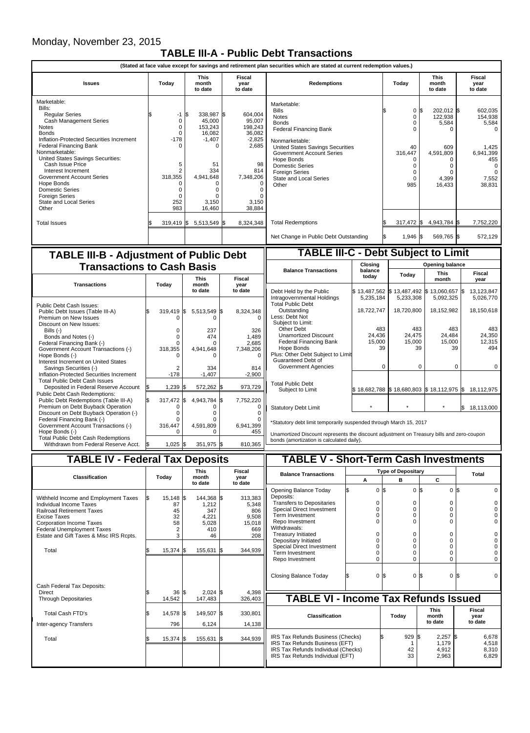Monday, November 23, 2015

# TABLE III-A - Public Debt Transactions

(Stated at face value except for savings and retirement plan securities which are stated at current redemption values.)

| Issues | Today | This month to date | Fiscal year to date | Redemptions | Today | This month to date | Fiscal year to date |
|---|---|---|---|---|---|---|---|
| Marketable: | | | | Marketable: | | | |
| Bills: | | | | Bills | $ 0 | $ 202,012 | $ 602,035 |
| Regular Series | $ -1 | $ 338,987 | $ 604,004 | Notes | 0 | 122,938 | 154,938 |
| Cash Management Series | 0 | 45,000 | 95,007 | Bonds | 0 | 5,584 | 5,584 |
| Notes | 0 | 153,243 | 198,243 | Federal Financing Bank | 0 | 0 | 0 |
| Bonds | 0 | 16,082 | 36,082 | | | | |
| Inflation-Protected Securities Increment | -178 | -1,407 | -2,825 | Nonmarketable: | | | |
| Federal Financing Bank | 0 | 0 | 2,685 | United States Savings Securities | 40 | 609 | 1,425 |
| Nonmarketable: | | | | Government Account Series | 316,447 | 4,591,809 | 6,941,399 |
| United States Savings Securities: | | | | Hope Bonds | 0 | 0 | 455 |
| Cash Issue Price | 5 | 51 | 98 | Domestic Series | 0 | 0 | 0 |
| Interest Increment | 2 | 334 | 814 | Foreign Series | 0 | 0 | 0 |
| Government Account Series | 318,355 | 4,941,648 | 7,348,206 | State and Local Series | 0 | 4,399 | 7,552 |
| Hope Bonds | 0 | 0 | 0 | Other | 985 | 16,433 | 38,831 |
| Domestic Series | 0 | 0 | 0 | | | | |
| Foreign Series | 0 | 0 | 0 | | | | |
| State and Local Series | 252 | 3,150 | 3,150 | | | | |
| Other | 983 | 16,460 | 38,884 | | | | |
| Total Issues | $ 319,419 | $ 5,513,549 | $ 8,324,348 | Total Redemptions | $ 317,472 | $ 4,943,784 | $ 7,752,220 |
| | | | | Net Change in Public Debt Outstanding | $ 1,946 | $ 569,765 | $ 572,129 |

# TABLE III-B - Adjustment of Public Debt Transactions to Cash Basis

| Transactions | Today | This month to date | Fiscal year to date |
|---|---|---|---|
| Public Debt Cash Issues: | | | |
| Public Debt Issues (Table III-A) | $ 319,419 | $ 5,513,549 | $ 8,324,348 |
| Premium on New Issues | 0 | 0 | 0 |
| Discount on New Issues: | | | |
| Bills (-) | 0 | 237 | 326 |
| Bonds and Notes (-) | 0 | 474 | 1,489 |
| Federal Financing Bank (-) | 0 | 0 | 2,685 |
| Government Account Transactions (-) | 318,355 | 4,941,648 | 7,348,206 |
| Hope Bonds (-) | 0 | 0 | 0 |
| Interest Increment on United States Savings Securities (-) | 2 | 334 | 814 |
| Inflation-Protected Securities Increment | -178 | -1,407 | -2,900 |
| Total Public Debt Cash Issues Deposited in Federal Reserve Account | $ 1,239 | $ 572,262 | $ 973,729 |
| Public Debt Cash Redemptions: | | | |
| Public Debt Redemptions (Table III-A) | $ 317,472 | $ 4,943,784 | $ 7,752,220 |
| Premium on Debt Buyback Operation | 0 | 0 | 0 |
| Discount on Debt Buyback Operation (-) | 0 | 0 | 0 |
| Federal Financing Bank (-) | 0 | 0 | 0 |
| Government Account Transactions (-) | 316,447 | 4,591,809 | 6,941,399 |
| Hope Bonds (-) | 0 | 0 | 455 |
| Total Public Debt Cash Redemptions Withdrawn from Federal Reserve Acct. | $ 1,025 | $ 351,975 | $ 810,365 |

# TABLE III-C - Debt Subject to Limit

| Balance Transactions | Closing balance today | Opening balance Today | Opening balance This month | Opening balance Fiscal year |
|---|---|---|---|---|
| Debt Held by the Public | $ 13,487,562 | $ 13,487,492 | $ 13,060,657 | $ 13,123,847 |
| Intragovernmental Holdings | 5,235,184 | 5,233,308 | 5,092,325 | 5,026,770 |
| Total Public Debt Outstanding | 18,722,747 | 18,720,800 | 18,152,982 | 18,150,618 |
| Less: Debt Not Subject to Limit: | | | | |
| Other Debt | 483 | 483 | 483 | 483 |
| Unamortized Discount | 24,436 | 24,475 | 24,484 | 24,350 |
| Federal Financing Bank | 15,000 | 15,000 | 15,000 | 12,315 |
| Hope Bonds | 39 | 39 | 39 | 494 |
| Plus: Other Debt Subject to Limit | | | | |
| Guaranteed Debt of Government Agencies | 0 | 0 | 0 | 0 |
| Total Public Debt Subject to Limit | $ 18,682,788 | $ 18,680,803 | $ 18,112,975 | $ 18,112,975 |
| Statutory Debt Limit | * | * | * | $ 18,113,000 |

*Statutory debt limit temporarily suspended through March 15, 2017

Unamortized Discount represents the discount adjustment on Treasury bills and zero-coupon bonds (amortization is calculated daily).

# TABLE IV - Federal Tax Deposits

| Classification | Today | This month to date | Fiscal year to date |
|---|---|---|---|
| Withheld Income and Employment Taxes | $ 15,148 | $ 144,368 | $ 313,383 |
| Individual Income Taxes | 87 | 1,212 | 5,348 |
| Railroad Retirement Taxes | 45 | 347 | 806 |
| Excise Taxes | 32 | 4,221 | 9,508 |
| Corporation Income Taxes | 58 | 5,028 | 15,018 |
| Federal Unemployment Taxes | 2 | 410 | 669 |
| Estate and Gift Taxes & Misc IRS Rcpts. | 3 | 46 | 208 |
| Total | $ 15,374 | $ 155,631 | $ 344,939 |
| Cash Federal Tax Deposits: | | | |
| Direct | $ 36 | $ 2,024 | $ 4,398 |
| Through Depositaries | 14,542 | 147,483 | 326,403 |
| Total Cash FTD's | $ 14,578 | $ 149,507 | $ 330,801 |
| Inter-agency Transfers | 796 | 6,124 | 14,138 |
| Total | $ 15,374 | $ 155,631 | $ 344,939 |

# TABLE V - Short-Term Cash Investments

| Balance Transactions | Type of Depositary A | Type of Depositary B | Type of Depositary C | Total |
|---|---|---|---|---|
| Opening Balance Today | $ 0 | $ 0 | $ 0 | $ 0 |
| Deposits: | | | | |
| Transfers to Depositaries | 0 | 0 | 0 | 0 |
| Special Direct Investment | 0 | 0 | 0 | 0 |
| Term Investment | 0 | 0 | 0 | 0 |
| Repo Investment | 0 | 0 | 0 | 0 |
| Withdrawals: | | | | |
| Treasury Initiated | 0 | 0 | 0 | 0 |
| Depositary Initiated | 0 | 0 | 0 | 0 |
| Special Direct Investment | 0 | 0 | 0 | 0 |
| Term Investment | 0 | 0 | 0 | 0 |
| Repo Investment | 0 | 0 | 0 | 0 |
| Closing Balance Today | $ 0 | $ 0 | $ 0 | $ 0 |

# TABLE VI - Income Tax Refunds Issued

| Classification | Today | This month to date | Fiscal year to date |
|---|---|---|---|
| IRS Tax Refunds Business (Checks) | $ 929 | $ 2,257 | $ 6,678 |
| IRS Tax Refunds Business (EFT) | 1 | 1,179 | 4,518 |
| IRS Tax Refunds Individual (Checks) | 42 | 4,912 | 8,310 |
| IRS Tax Refunds Individual (EFT) | 33 | 2,963 | 6,829 |